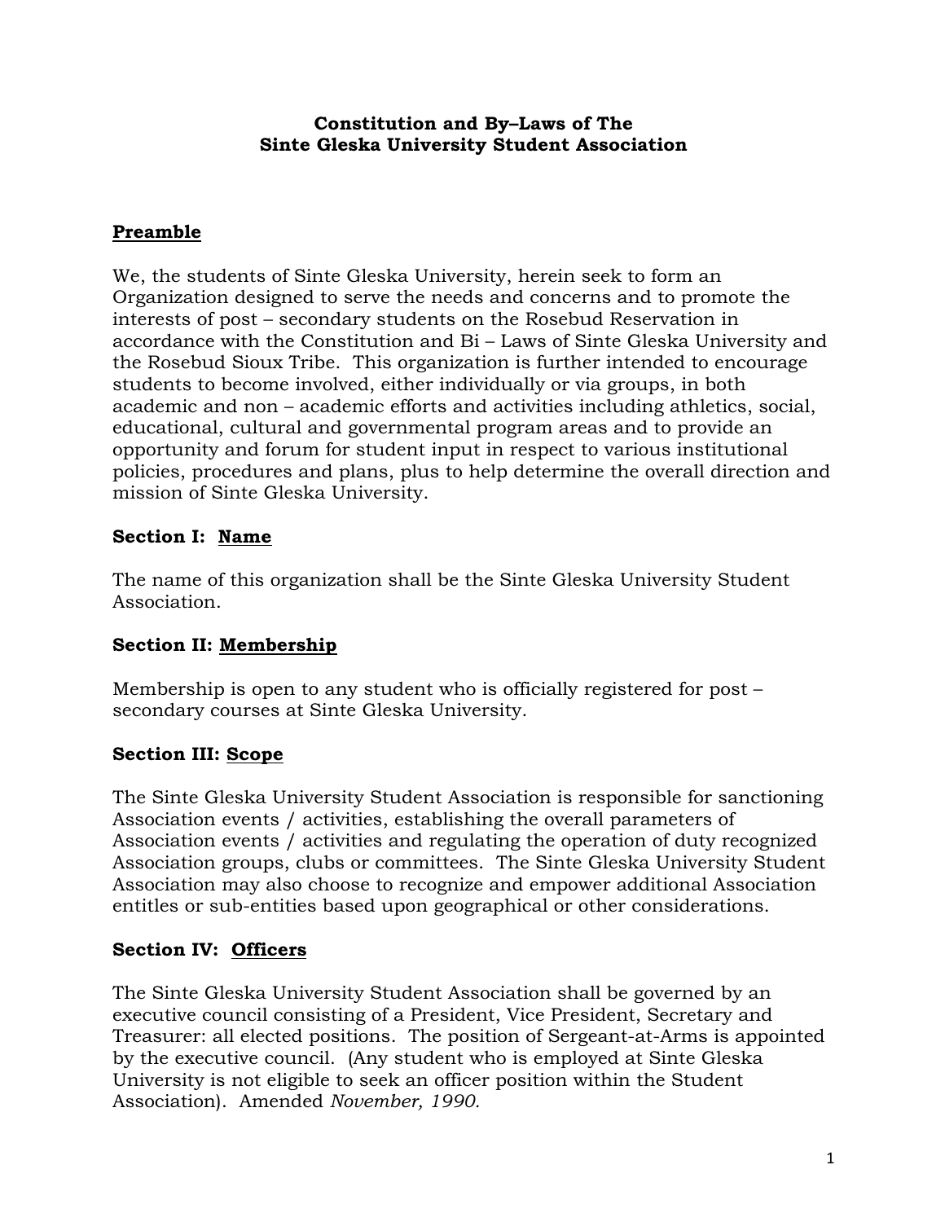**Constitution and By–Laws of The**
**Sinte Gleska University Student Association**

## **Preamble**

We, the students of Sinte Gleska University, herein seek to form an Organization designed to serve the needs and concerns and to promote the interests of post – secondary students on the Rosebud Reservation in accordance with the Constitution and Bi – Laws of Sinte Gleska University and the Rosebud Sioux Tribe. This organization is further intended to encourage students to become involved, either individually or via groups, in both academic and non – academic efforts and activities including athletics, social, educational, cultural and governmental program areas and to provide an opportunity and forum for student input in respect to various institutional policies, procedures and plans, plus to help determine the overall direction and mission of Sinte Gleska University.

## **Section I: Name**

The name of this organization shall be the Sinte Gleska University Student Association.

## **Section II: Membership**

Membership is open to any student who is officially registered for post – secondary courses at Sinte Gleska University.

## **Section III: Scope**

The Sinte Gleska University Student Association is responsible for sanctioning Association events / activities, establishing the overall parameters of Association events / activities and regulating the operation of duty recognized Association groups, clubs or committees. The Sinte Gleska University Student Association may also choose to recognize and empower additional Association entitles or sub-entities based upon geographical or other considerations.

## **Section IV: Officers**

The Sinte Gleska University Student Association shall be governed by an executive council consisting of a President, Vice President, Secretary and Treasurer: all elected positions. The position of Sergeant-at-Arms is appointed by the executive council. (Any student who is employed at Sinte Gleska University is not eligible to seek an officer position within the Student Association). Amended *November, 1990.*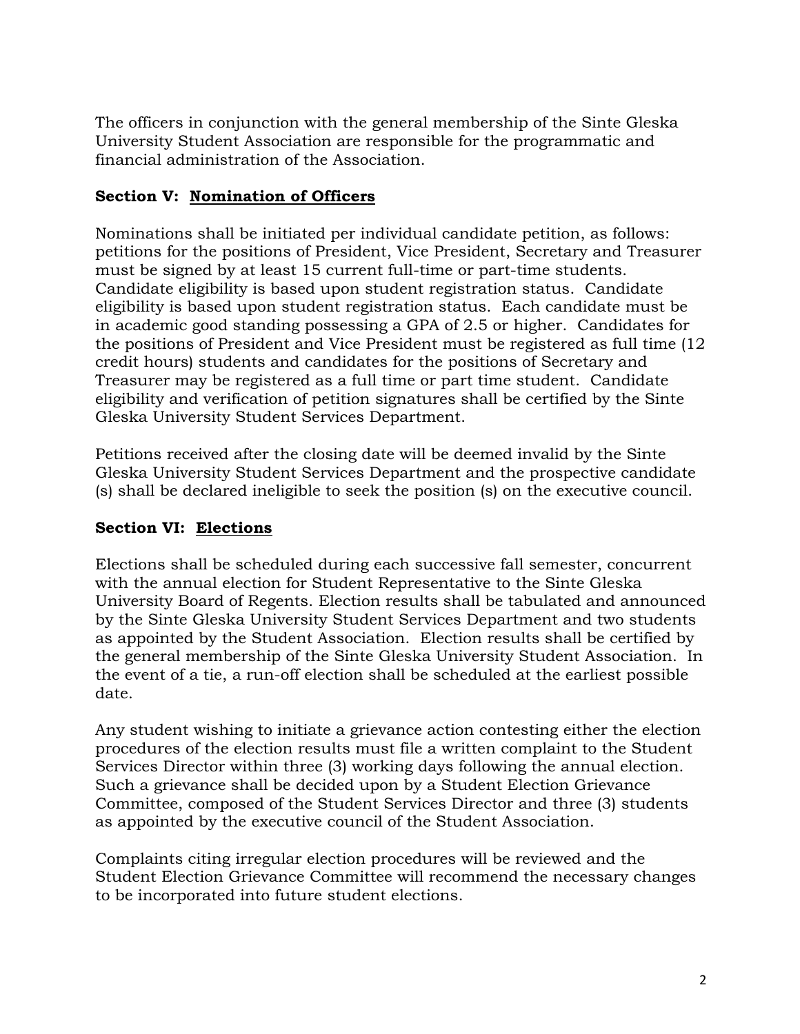The officers in conjunction with the general membership of the Sinte Gleska University Student Association are responsible for the programmatic and financial administration of the Association.

### Section V: Nomination of Officers

Nominations shall be initiated per individual candidate petition, as follows: petitions for the positions of President, Vice President, Secretary and Treasurer must be signed by at least 15 current full-time or part-time students. Candidate eligibility is based upon student registration status. Candidate eligibility is based upon student registration status. Each candidate must be in academic good standing possessing a GPA of 2.5 or higher. Candidates for the positions of President and Vice President must be registered as full time (12 credit hours) students and candidates for the positions of Secretary and Treasurer may be registered as a full time or part time student. Candidate eligibility and verification of petition signatures shall be certified by the Sinte Gleska University Student Services Department.

Petitions received after the closing date will be deemed invalid by the Sinte Gleska University Student Services Department and the prospective candidate (s) shall be declared ineligible to seek the position (s) on the executive council.

### Section VI: Elections

Elections shall be scheduled during each successive fall semester, concurrent with the annual election for Student Representative to the Sinte Gleska University Board of Regents. Election results shall be tabulated and announced by the Sinte Gleska University Student Services Department and two students as appointed by the Student Association. Election results shall be certified by the general membership of the Sinte Gleska University Student Association. In the event of a tie, a run-off election shall be scheduled at the earliest possible date.

Any student wishing to initiate a grievance action contesting either the election procedures of the election results must file a written complaint to the Student Services Director within three (3) working days following the annual election. Such a grievance shall be decided upon by a Student Election Grievance Committee, composed of the Student Services Director and three (3) students as appointed by the executive council of the Student Association.

Complaints citing irregular election procedures will be reviewed and the Student Election Grievance Committee will recommend the necessary changes to be incorporated into future student elections.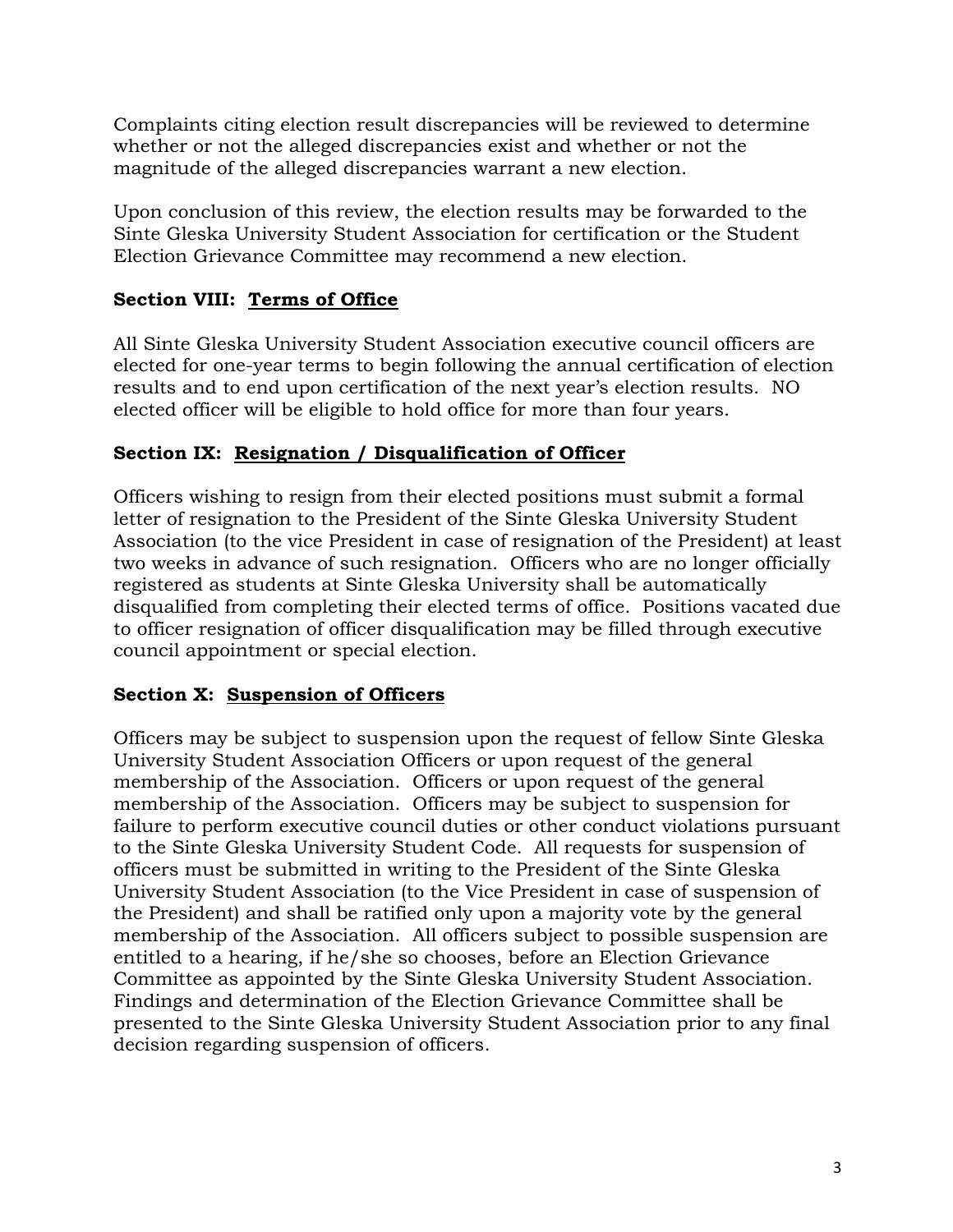Complaints citing election result discrepancies will be reviewed to determine whether or not the alleged discrepancies exist and whether or not the magnitude of the alleged discrepancies warrant a new election.

Upon conclusion of this review, the election results may be forwarded to the Sinte Gleska University Student Association for certification or the Student Election Grievance Committee may recommend a new election.

### **Section VIII: <u>Terms of Office</u>**

All Sinte Gleska University Student Association executive council officers are elected for one-year terms to begin following the annual certification of election results and to end upon certification of the next year's election results. NO elected officer will be eligible to hold office for more than four years.

### **Section IX: <u>Resignation / Disqualification of Officer</u>**

Officers wishing to resign from their elected positions must submit a formal letter of resignation to the President of the Sinte Gleska University Student Association (to the vice President in case of resignation of the President) at least two weeks in advance of such resignation. Officers who are no longer officially registered as students at Sinte Gleska University shall be automatically disqualified from completing their elected terms of office. Positions vacated due to officer resignation of officer disqualification may be filled through executive council appointment or special election.

### **Section X: <u>Suspension of Officers</u>**

Officers may be subject to suspension upon the request of fellow Sinte Gleska University Student Association Officers or upon request of the general membership of the Association. Officers or upon request of the general membership of the Association. Officers may be subject to suspension for failure to perform executive council duties or other conduct violations pursuant to the Sinte Gleska University Student Code. All requests for suspension of officers must be submitted in writing to the President of the Sinte Gleska University Student Association (to the Vice President in case of suspension of the President) and shall be ratified only upon a majority vote by the general membership of the Association. All officers subject to possible suspension are entitled to a hearing, if he/she so chooses, before an Election Grievance Committee as appointed by the Sinte Gleska University Student Association. Findings and determination of the Election Grievance Committee shall be presented to the Sinte Gleska University Student Association prior to any final decision regarding suspension of officers.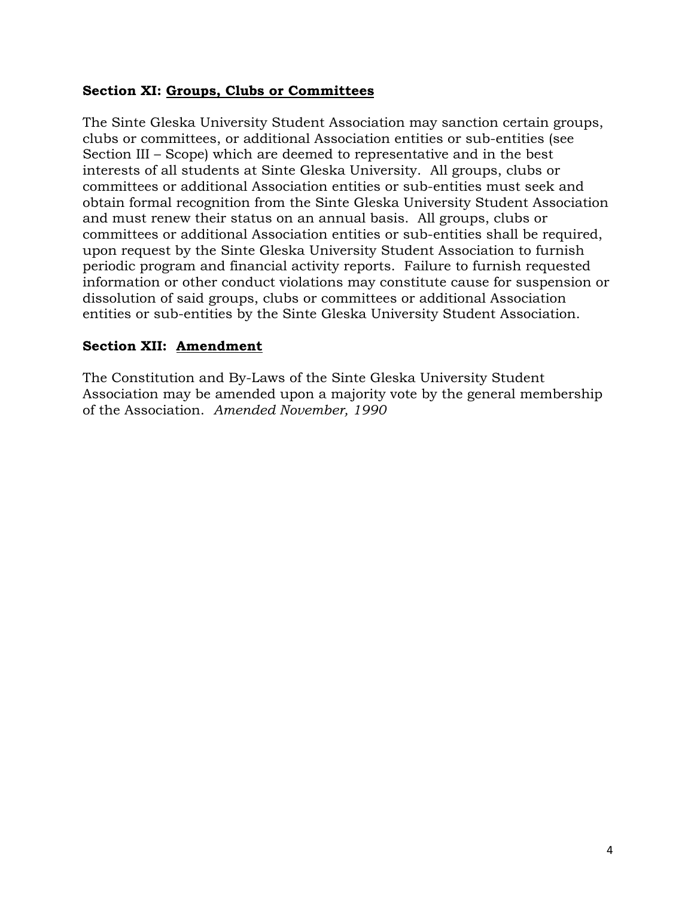**Section XI: <u>Groups, Clubs or Committees</u>**

The Sinte Gleska University Student Association may sanction certain groups, clubs or committees, or additional Association entities or sub-entities (see Section III – Scope) which are deemed to representative and in the best interests of all students at Sinte Gleska University. All groups, clubs or committees or additional Association entities or sub-entities must seek and obtain formal recognition from the Sinte Gleska University Student Association and must renew their status on an annual basis. All groups, clubs or committees or additional Association entities or sub-entities shall be required, upon request by the Sinte Gleska University Student Association to furnish periodic program and financial activity reports. Failure to furnish requested information or other conduct violations may constitute cause for suspension or dissolution of said groups, clubs or committees or additional Association entities or sub-entities by the Sinte Gleska University Student Association.

**Section XII: <u>Amendment</u>**

The Constitution and By-Laws of the Sinte Gleska University Student Association may be amended upon a majority vote by the general membership of the Association. *Amended November, 1990*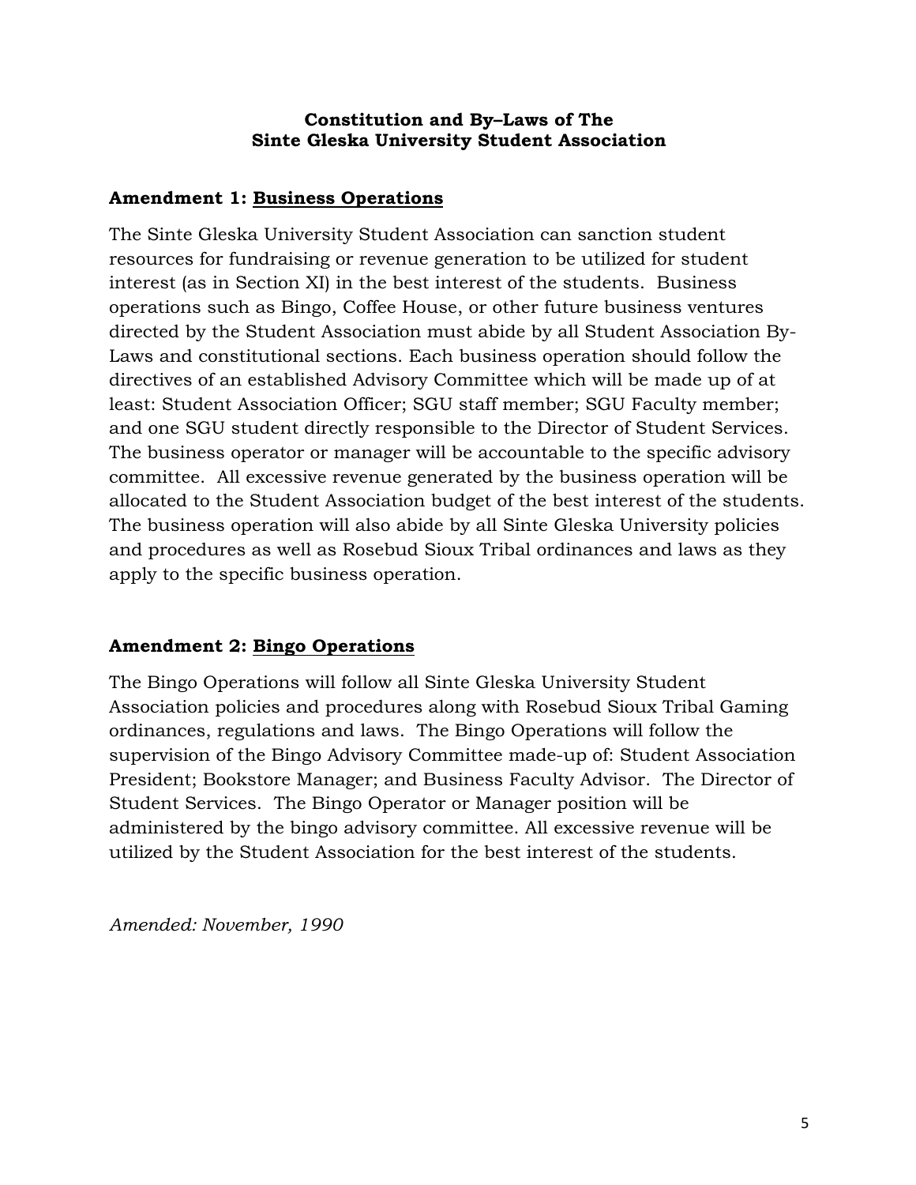**Constitution and By–Laws of The**
**Sinte Gleska University Student Association**

### Amendment 1: Business Operations

The Sinte Gleska University Student Association can sanction student resources for fundraising or revenue generation to be utilized for student interest (as in Section XI) in the best interest of the students. Business operations such as Bingo, Coffee House, or other future business ventures directed by the Student Association must abide by all Student Association By-Laws and constitutional sections. Each business operation should follow the directives of an established Advisory Committee which will be made up of at least: Student Association Officer; SGU staff member; SGU Faculty member; and one SGU student directly responsible to the Director of Student Services. The business operator or manager will be accountable to the specific advisory committee. All excessive revenue generated by the business operation will be allocated to the Student Association budget of the best interest of the students. The business operation will also abide by all Sinte Gleska University policies and procedures as well as Rosebud Sioux Tribal ordinances and laws as they apply to the specific business operation.

### Amendment 2: Bingo Operations

The Bingo Operations will follow all Sinte Gleska University Student Association policies and procedures along with Rosebud Sioux Tribal Gaming ordinances, regulations and laws. The Bingo Operations will follow the supervision of the Bingo Advisory Committee made-up of: Student Association President; Bookstore Manager; and Business Faculty Advisor. The Director of Student Services. The Bingo Operator or Manager position will be administered by the bingo advisory committee. All excessive revenue will be utilized by the Student Association for the best interest of the students.

*Amended: November, 1990*